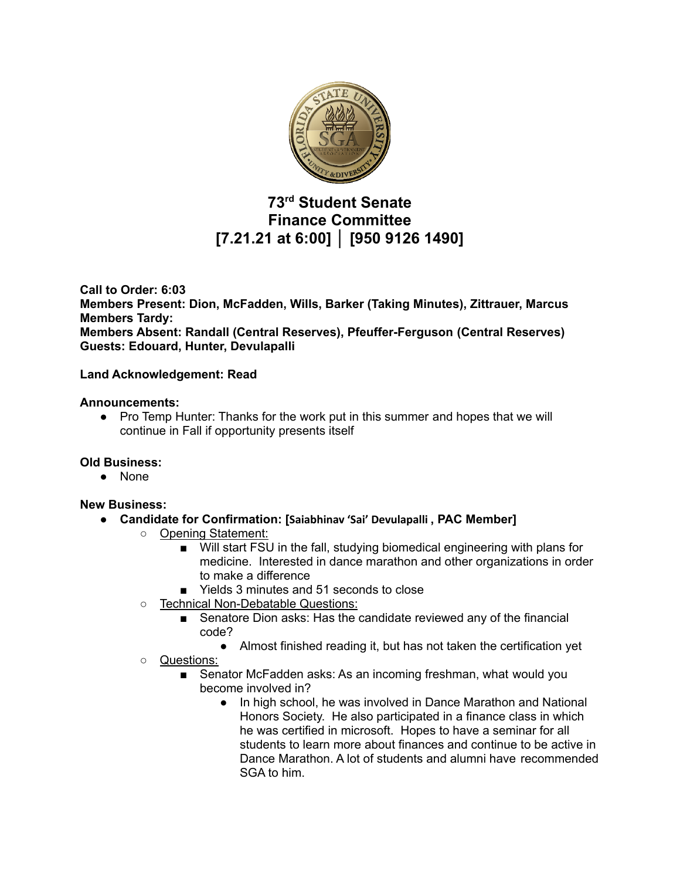# 73rd Student Senate
# Finance Committee
# [7.21.21 at 6:00] │ [950 9126 1490]

**Call to Order: 6:03**
**Members Present: Dion, McFadden, Wills, Barker (Taking Minutes), Zittrauer, Marcus**
**Members Tardy:**
**Members Absent: Randall (Central Reserves), Pfeuffer-Ferguson (Central Reserves)**
**Guests: Edouard, Hunter, Devulapalli**

**Land Acknowledgement: Read**

**Announcements:**

- Pro Temp Hunter: Thanks for the work put in this summer and hopes that we will continue in Fall if opportunity presents itself

**Old Business:**

- None

**New Business:**

- **Candidate for Confirmation: [Saiabhinav 'Sai' Devulapalli , PAC Member]**
  - Opening Statement:
    - Will start FSU in the fall, studying biomedical engineering with plans for medicine. Interested in dance marathon and other organizations in order to make a difference
    - Yields 3 minutes and 51 seconds to close
  - Technical Non-Debatable Questions:
    - Senatore Dion asks: Has the candidate reviewed any of the financial code?
      - Almost finished reading it, but has not taken the certification yet
  - Questions:
    - Senator McFadden asks: As an incoming freshman, what would you become involved in?
      - In high school, he was involved in Dance Marathon and National Honors Society. He also participated in a finance class in which he was certified in microsoft. Hopes to have a seminar for all students to learn more about finances and continue to be active in Dance Marathon. A lot of students and alumni have recommended SGA to him.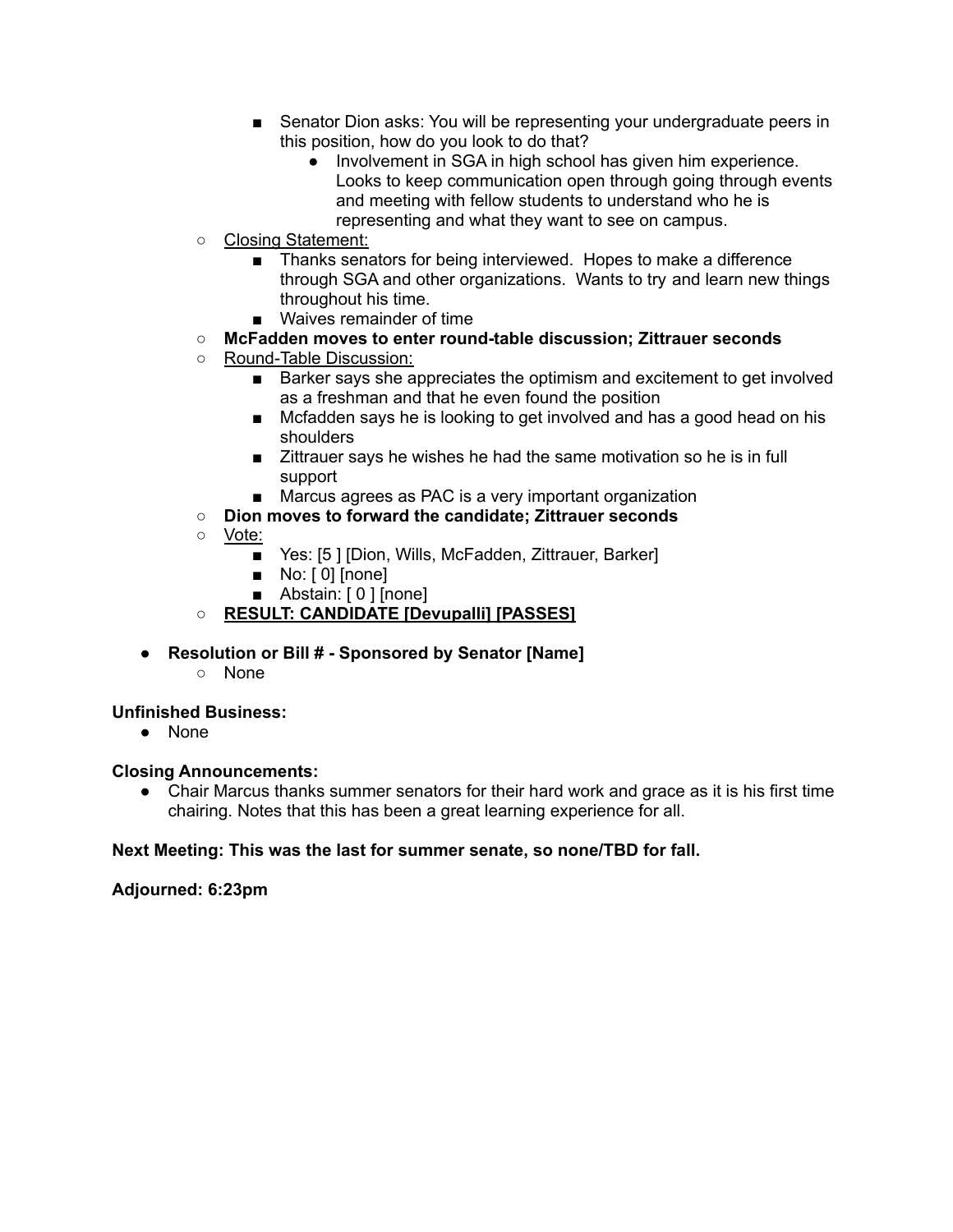- Senator Dion asks: You will be representing your undergraduate peers in this position, how do you look to do that?
            - Involvement in SGA in high school has given him experience. Looks to keep communication open through going through events and meeting with fellow students to understand who he is representing and what they want to see on campus.
    - Closing Statement:
        - Thanks senators for being interviewed. Hopes to make a difference through SGA and other organizations. Wants to try and learn new things throughout his time.
        - Waives remainder of time
    - **McFadden moves to enter round-table discussion; Zittrauer seconds**
    - Round-Table Discussion:
        - Barker says she appreciates the optimism and excitement to get involved as a freshman and that he even found the position
        - Mcfadden says he is looking to get involved and has a good head on his shoulders
        - Zittrauer says he wishes he had the same motivation so he is in full support
        - Marcus agrees as PAC is a very important organization
    - **Dion moves to forward the candidate; Zittrauer seconds**
    - Vote:
        - Yes: [5 ] [Dion, Wills, McFadden, Zittrauer, Barker]
        - No: [ 0] [none]
        - Abstain: [ 0 ] [none]
    - **RESULT: CANDIDATE [Devupalli] [PASSES]**

- **Resolution or Bill # - Sponsored by Senator [Name]**
    - None

**Unfinished Business:**

- None

**Closing Announcements:**

- Chair Marcus thanks summer senators for their hard work and grace as it is his first time chairing. Notes that this has been a great learning experience for all.

**Next Meeting: This was the last for summer senate, so none/TBD for fall.**

**Adjourned: 6:23pm**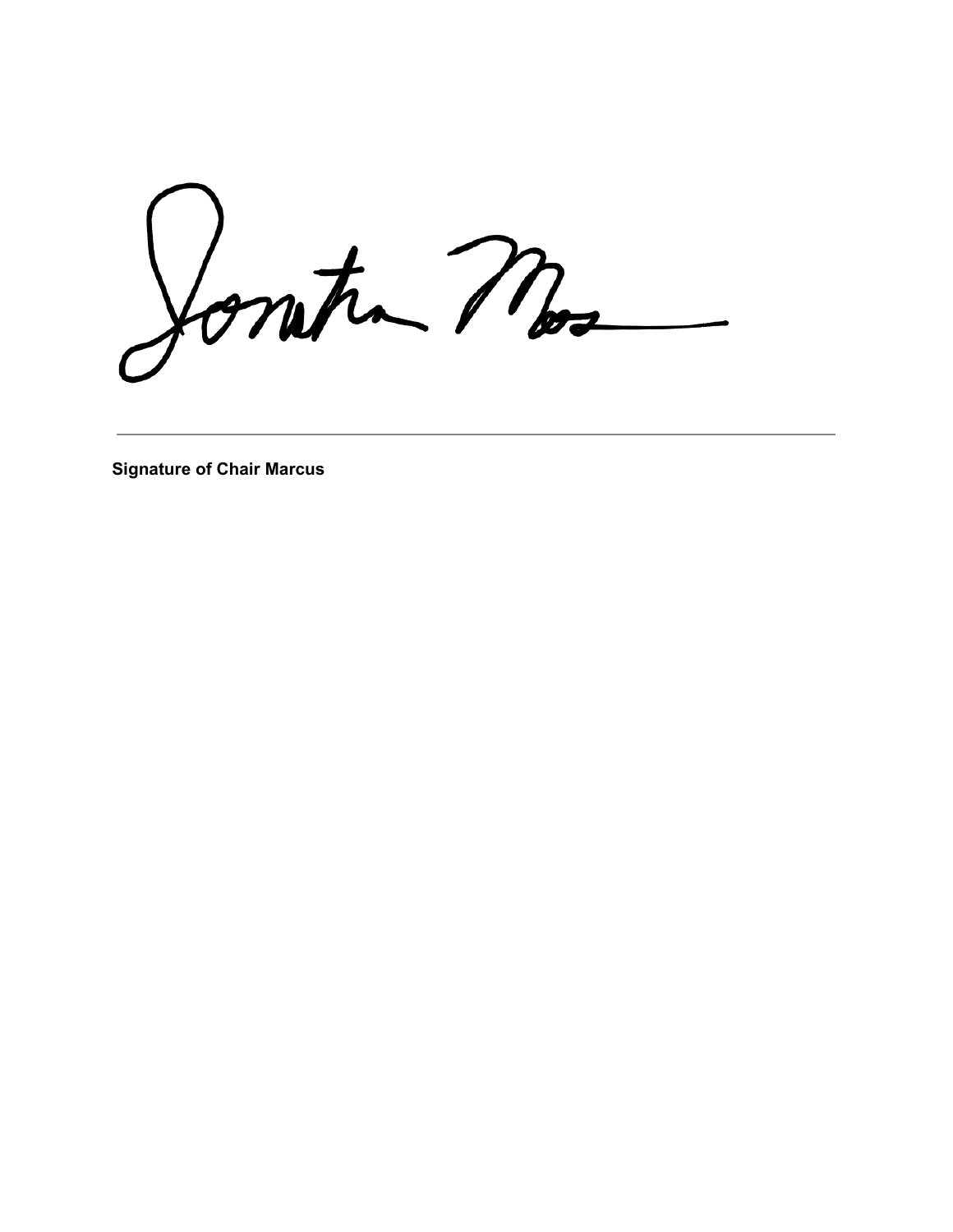**Signature of Chair Marcus**